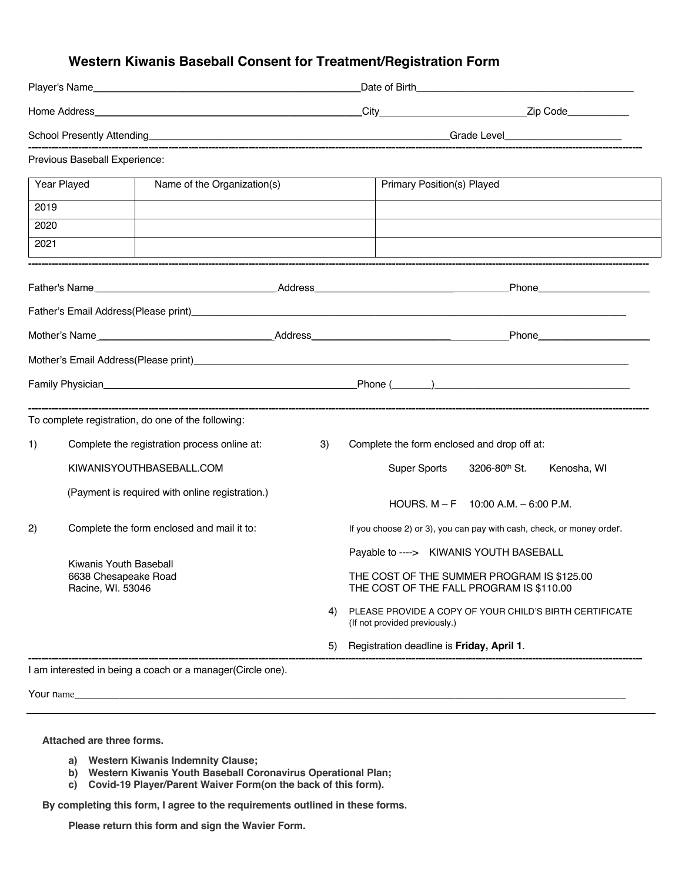# Western Kiwanis Baseball Consent for Treatment/Registration Form

Player's Name_______________________________________________Date of Birth___________________________________

Home Address_______________________________________________City_________________________Zip Code___________

School Presently Attending________________________________________________________Grade Level_____________________

---

Previous Baseball Experience:

| Year Played | Name of the Organization(s) | Primary Position(s) Played |
|---|---|---|
| 2019 | | |
| 2020 | | |
| 2021 | | |

---

Father's Name_________________________________Address____________________________________Phone____________________

Father's Email Address(Please print)________________________________________________________________________________

Mother's Name_________________________________Address____________________________________Phone____________________

Mother's Email Address(Please print)________________________________________________________________________________

Family Physician_____________________________________________Phone (_______)___________________________________

---

To complete registration, do one of the following:

1) Complete the registration process online at:

   KIWANISYOUTHBASEBALL.COM

   (Payment is required with online registration.)

2) Complete the form enclosed and mail it to:

   Kiwanis Youth Baseball
   6638 Chesapeake Road
   Racine, WI. 53046

3) Complete the form enclosed and drop off at:

   Super Sports 3206-80th St. Kenosha, WI

   HOURS. M – F 10:00 A.M. – 6:00 P.M.

   If you choose 2) or 3), you can pay with cash, check, or money order.

   Payable to ----> KIWANIS YOUTH BASEBALL

   THE COST OF THE SUMMER PROGRAM IS $125.00
   THE COST OF THE FALL PROGRAM IS $110.00

4) PLEASE PROVIDE A COPY OF YOUR CHILD'S BIRTH CERTIFICATE
   (If not provided previously.)

5) Registration deadline is **Friday, April 1**.

---

I am interested in being a coach or a manager(Circle one).

Your name__________________________________________________________________________________________________

---

**Attached are three forms.**

**a) Western Kiwanis Indemnity Clause;**
**b) Western Kiwanis Youth Baseball Coronavirus Operational Plan;**
**c) Covid-19 Player/Parent Waiver Form(on the back of this form).**

**By completing this form, I agree to the requirements outlined in these forms.**

**Please return this form and sign the Wavier Form.**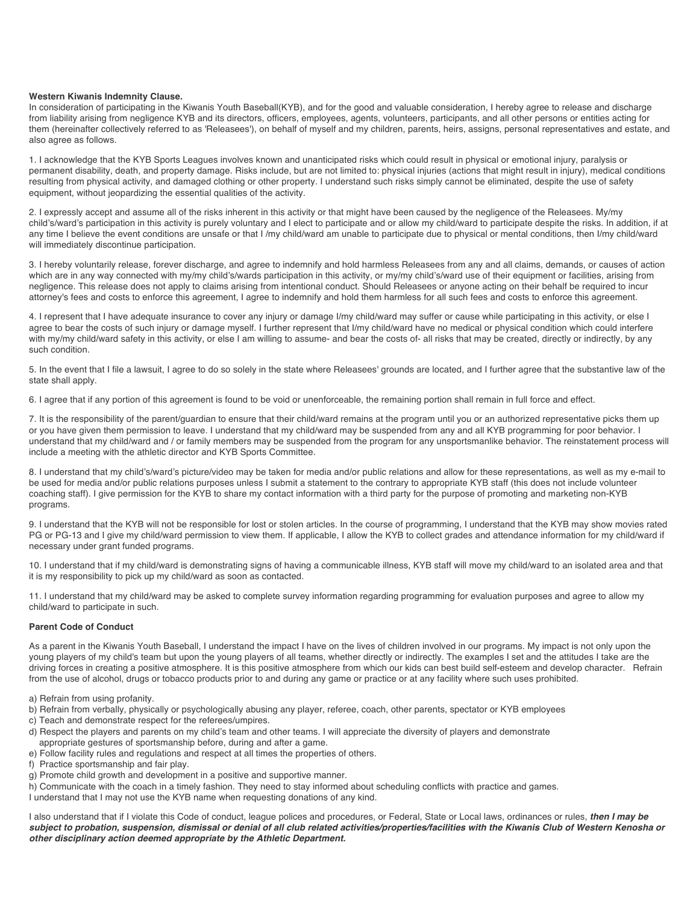**Western Kiwanis Indemnity Clause.**

In consideration of participating in the Kiwanis Youth Baseball(KYB), and for the good and valuable consideration, I hereby agree to release and discharge from liability arising from negligence KYB and its directors, officers, employees, agents, volunteers, participants, and all other persons or entities acting for them (hereinafter collectively referred to as 'Releasees'), on behalf of myself and my children, parents, heirs, assigns, personal representatives and estate, and also agree as follows.

1. I acknowledge that the KYB Sports Leagues involves known and unanticipated risks which could result in physical or emotional injury, paralysis or permanent disability, death, and property damage. Risks include, but are not limited to: physical injuries (actions that might result in injury), medical conditions resulting from physical activity, and damaged clothing or other property. I understand such risks simply cannot be eliminated, despite the use of safety equipment, without jeopardizing the essential qualities of the activity.

2. I expressly accept and assume all of the risks inherent in this activity or that might have been caused by the negligence of the Releasees. My/my child's/ward's participation in this activity is purely voluntary and I elect to participate and or allow my child/ward to participate despite the risks. In addition, if at any time I believe the event conditions are unsafe or that I /my child/ward am unable to participate due to physical or mental conditions, then I/my child/ward will immediately discontinue participation.

3. I hereby voluntarily release, forever discharge, and agree to indemnify and hold harmless Releasees from any and all claims, demands, or causes of action which are in any way connected with my/my child's/wards participation in this activity, or my/my child's/ward use of their equipment or facilities, arising from negligence. This release does not apply to claims arising from intentional conduct. Should Releasees or anyone acting on their behalf be required to incur attorney's fees and costs to enforce this agreement, I agree to indemnify and hold them harmless for all such fees and costs to enforce this agreement.

4. I represent that I have adequate insurance to cover any injury or damage I/my child/ward may suffer or cause while participating in this activity, or else I agree to bear the costs of such injury or damage myself. I further represent that I/my child/ward have no medical or physical condition which could interfere with my/my child/ward safety in this activity, or else I am willing to assume- and bear the costs of- all risks that may be created, directly or indirectly, by any such condition.

5. In the event that I file a lawsuit, I agree to do so solely in the state where Releasees' grounds are located, and I further agree that the substantive law of the state shall apply.

6. I agree that if any portion of this agreement is found to be void or unenforceable, the remaining portion shall remain in full force and effect.

7. It is the responsibility of the parent/guardian to ensure that their child/ward remains at the program until you or an authorized representative picks them up or you have given them permission to leave. I understand that my child/ward may be suspended from any and all KYB programming for poor behavior. I understand that my child/ward and / or family members may be suspended from the program for any unsportsmanlike behavior. The reinstatement process will include a meeting with the athletic director and KYB Sports Committee.

8. I understand that my child's/ward's picture/video may be taken for media and/or public relations and allow for these representations, as well as my e-mail to be used for media and/or public relations purposes unless I submit a statement to the contrary to appropriate KYB staff (this does not include volunteer coaching staff). I give permission for the KYB to share my contact information with a third party for the purpose of promoting and marketing non-KYB programs.

9. I understand that the KYB will not be responsible for lost or stolen articles. In the course of programming, I understand that the KYB may show movies rated PG or PG-13 and I give my child/ward permission to view them. If applicable, I allow the KYB to collect grades and attendance information for my child/ward if necessary under grant funded programs.

10. I understand that if my child/ward is demonstrating signs of having a communicable illness, KYB staff will move my child/ward to an isolated area and that it is my responsibility to pick up my child/ward as soon as contacted.

11. I understand that my child/ward may be asked to complete survey information regarding programming for evaluation purposes and agree to allow my child/ward to participate in such.

**Parent Code of Conduct**

As a parent in the Kiwanis Youth Baseball, I understand the impact I have on the lives of children involved in our programs. My impact is not only upon the young players of my child's team but upon the young players of all teams, whether directly or indirectly. The examples I set and the attitudes I take are the driving forces in creating a positive atmosphere. It is this positive atmosphere from which our kids can best build self-esteem and develop character. Refrain from the use of alcohol, drugs or tobacco products prior to and during any game or practice or at any facility where such uses prohibited.

a) Refrain from using profanity.
b) Refrain from verbally, physically or psychologically abusing any player, referee, coach, other parents, spectator or KYB employees
c) Teach and demonstrate respect for the referees/umpires.
d) Respect the players and parents on my child's team and other teams. I will appreciate the diversity of players and demonstrate appropriate gestures of sportsmanship before, during and after a game.
e) Follow facility rules and regulations and respect at all times the properties of others.
f) Practice sportsmanship and fair play.
g) Promote child growth and development in a positive and supportive manner.
h) Communicate with the coach in a timely fashion. They need to stay informed about scheduling conflicts with practice and games.

I understand that I may not use the KYB name when requesting donations of any kind.

I also understand that if I violate this Code of conduct, league polices and procedures, or Federal, State or Local laws, ordinances or rules, ***then I may be subject to probation, suspension, dismissal or denial of all club related activities/properties/facilities with the Kiwanis Club of Western Kenosha or other disciplinary action deemed appropriate by the Athletic Department.***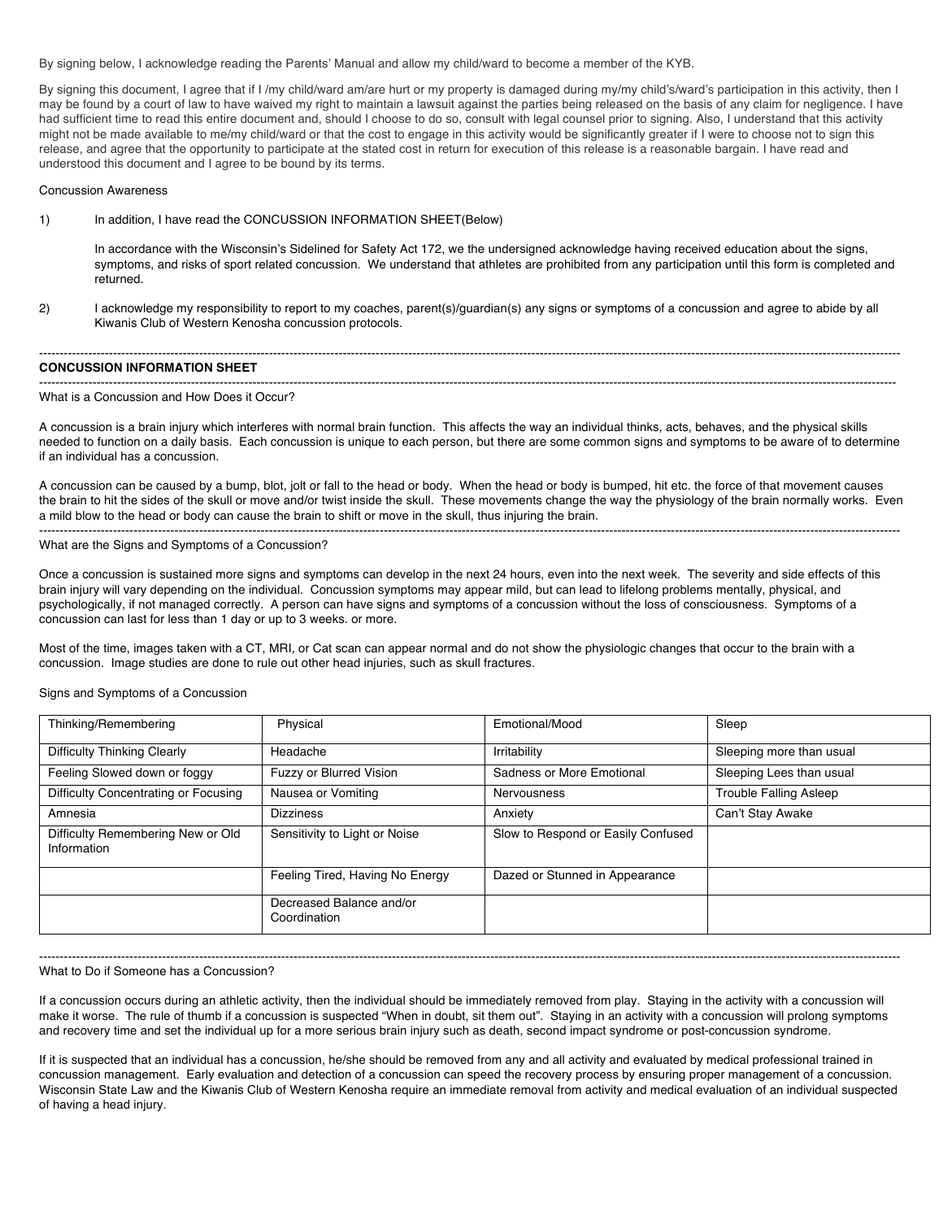By signing below, I acknowledge reading the Parents' Manual and allow my child/ward to become a member of the KYB.

By signing this document, I agree that if I /my child/ward am/are hurt or my property is damaged during my/my child's/ward's participation in this activity, then I may be found by a court of law to have waived my right to maintain a lawsuit against the parties being released on the basis of any claim for negligence. I have had sufficient time to read this entire document and, should I choose to do so, consult with legal counsel prior to signing. Also, I understand that this activity might not be made available to me/my child/ward or that the cost to engage in this activity would be significantly greater if I were to choose not to sign this release, and agree that the opportunity to participate at the stated cost in return for execution of this release is a reasonable bargain. I have read and understood this document and I agree to be bound by its terms.

Concussion Awareness

1) In addition, I have read the CONCUSSION INFORMATION SHEET(Below)

   In accordance with the Wisconsin's Sidelined for Safety Act 172, we the undersigned acknowledge having received education about the signs, symptoms, and risks of sport related concussion. We understand that athletes are prohibited from any participation until this form is completed and returned.

2) I acknowledge my responsibility to report to my coaches, parent(s)/guardian(s) any signs or symptoms of a concussion and agree to abide by all Kiwanis Club of Western Kenosha concussion protocols.

---

**CONCUSSION INFORMATION SHEET**

---

What is a Concussion and How Does it Occur?

A concussion is a brain injury which interferes with normal brain function. This affects the way an individual thinks, acts, behaves, and the physical skills needed to function on a daily basis. Each concussion is unique to each person, but there are some common signs and symptoms to be aware of to determine if an individual has a concussion.

A concussion can be caused by a bump, blot, jolt or fall to the head or body. When the head or body is bumped, hit etc. the force of that movement causes the brain to hit the sides of the skull or move and/or twist inside the skull. These movements change the way the physiology of the brain normally works. Even a mild blow to the head or body can cause the brain to shift or move in the skull, thus injuring the brain.

---

What are the Signs and Symptoms of a Concussion?

Once a concussion is sustained more signs and symptoms can develop in the next 24 hours, even into the next week. The severity and side effects of this brain injury will vary depending on the individual. Concussion symptoms may appear mild, but can lead to lifelong problems mentally, physical, and psychologically, if not managed correctly. A person can have signs and symptoms of a concussion without the loss of consciousness. Symptoms of a concussion can last for less than 1 day or up to 3 weeks. or more.

Most of the time, images taken with a CT, MRI, or Cat scan can appear normal and do not show the physiologic changes that occur to the brain with a concussion. Image studies are done to rule out other head injuries, such as skull fractures.

Signs and Symptoms of a Concussion

| Thinking/Remembering | Physical | Emotional/Mood | Sleep |
|---|---|---|---|
| Difficulty Thinking Clearly | Headache | Irritability | Sleeping more than usual |
| Feeling Slowed down or foggy | Fuzzy or Blurred Vision | Sadness or More Emotional | Sleeping Lees than usual |
| Difficulty Concentrating or Focusing | Nausea or Vomiting | Nervousness | Trouble Falling Asleep |
| Amnesia | Dizziness | Anxiety | Can't Stay Awake |
| Difficulty Remembering New or Old Information | Sensitivity to Light or Noise | Slow to Respond or Easily Confused | |
| | Feeling Tired, Having No Energy | Dazed or Stunned in Appearance | |
| | Decreased Balance and/or Coordination | | |

---

What to Do if Someone has a Concussion?

If a concussion occurs during an athletic activity, then the individual should be immediately removed from play. Staying in the activity with a concussion will make it worse. The rule of thumb if a concussion is suspected "When in doubt, sit them out". Staying in an activity with a concussion will prolong symptoms and recovery time and set the individual up for a more serious brain injury such as death, second impact syndrome or post-concussion syndrome.

If it is suspected that an individual has a concussion, he/she should be removed from any and all activity and evaluated by medical professional trained in concussion management. Early evaluation and detection of a concussion can speed the recovery process by ensuring proper management of a concussion. Wisconsin State Law and the Kiwanis Club of Western Kenosha require an immediate removal from activity and medical evaluation of an individual suspected of having a head injury.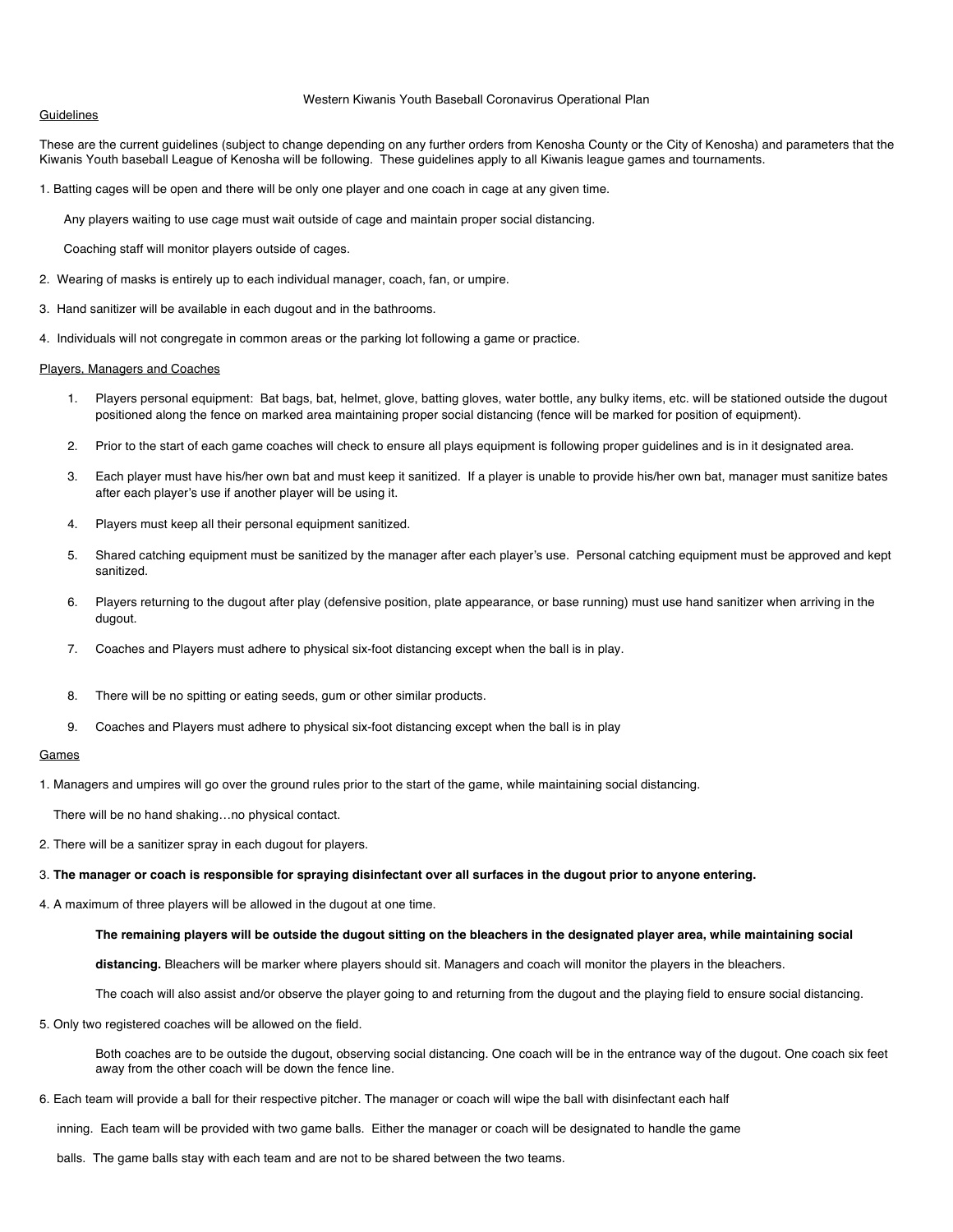Western Kiwanis Youth Baseball Coronavirus Operational Plan

<u>Guidelines</u>

These are the current guidelines (subject to change depending on any further orders from Kenosha County or the City of Kenosha) and parameters that the Kiwanis Youth baseball League of Kenosha will be following. These guidelines apply to all Kiwanis league games and tournaments.

1. Batting cages will be open and there will be only one player and one coach in cage at any given time.

   Any players waiting to use cage must wait outside of cage and maintain proper social distancing.

   Coaching staff will monitor players outside of cages.

2. Wearing of masks is entirely up to each individual manager, coach, fan, or umpire.

3. Hand sanitizer will be available in each dugout and in the bathrooms.

4. Individuals will not congregate in common areas or the parking lot following a game or practice.

<u>Players, Managers and Coaches</u>

1. Players personal equipment: Bat bags, bat, helmet, glove, batting gloves, water bottle, any bulky items, etc. will be stationed outside the dugout positioned along the fence on marked area maintaining proper social distancing (fence will be marked for position of equipment).

2. Prior to the start of each game coaches will check to ensure all plays equipment is following proper guidelines and is in it designated area.

3. Each player must have his/her own bat and must keep it sanitized. If a player is unable to provide his/her own bat, manager must sanitize bates after each player's use if another player will be using it.

4. Players must keep all their personal equipment sanitized.

5. Shared catching equipment must be sanitized by the manager after each player's use. Personal catching equipment must be approved and kept sanitized.

6. Players returning to the dugout after play (defensive position, plate appearance, or base running) must use hand sanitizer when arriving in the dugout.

7. Coaches and Players must adhere to physical six-foot distancing except when the ball is in play.

8. There will be no spitting or eating seeds, gum or other similar products.

9. Coaches and Players must adhere to physical six-foot distancing except when the ball is in play

<u>Games</u>

1. Managers and umpires will go over the ground rules prior to the start of the game, while maintaining social distancing.

   There will be no hand shaking…no physical contact.

2. There will be a sanitizer spray in each dugout for players.

3. **The manager or coach is responsible for spraying disinfectant over all surfaces in the dugout prior to anyone entering.**

4. A maximum of three players will be allowed in the dugout at one time.

   **The remaining players will be outside the dugout sitting on the bleachers in the designated player area, while maintaining social distancing.** Bleachers will be marker where players should sit. Managers and coach will monitor the players in the bleachers.

   The coach will also assist and/or observe the player going to and returning from the dugout and the playing field to ensure social distancing.

5. Only two registered coaches will be allowed on the field.

   Both coaches are to be outside the dugout, observing social distancing. One coach will be in the entrance way of the dugout. One coach six feet away from the other coach will be down the fence line.

6. Each team will provide a ball for their respective pitcher. The manager or coach will wipe the ball with disinfectant each half inning. Each team will be provided with two game balls. Either the manager or coach will be designated to handle the game balls. The game balls stay with each team and are not to be shared between the two teams.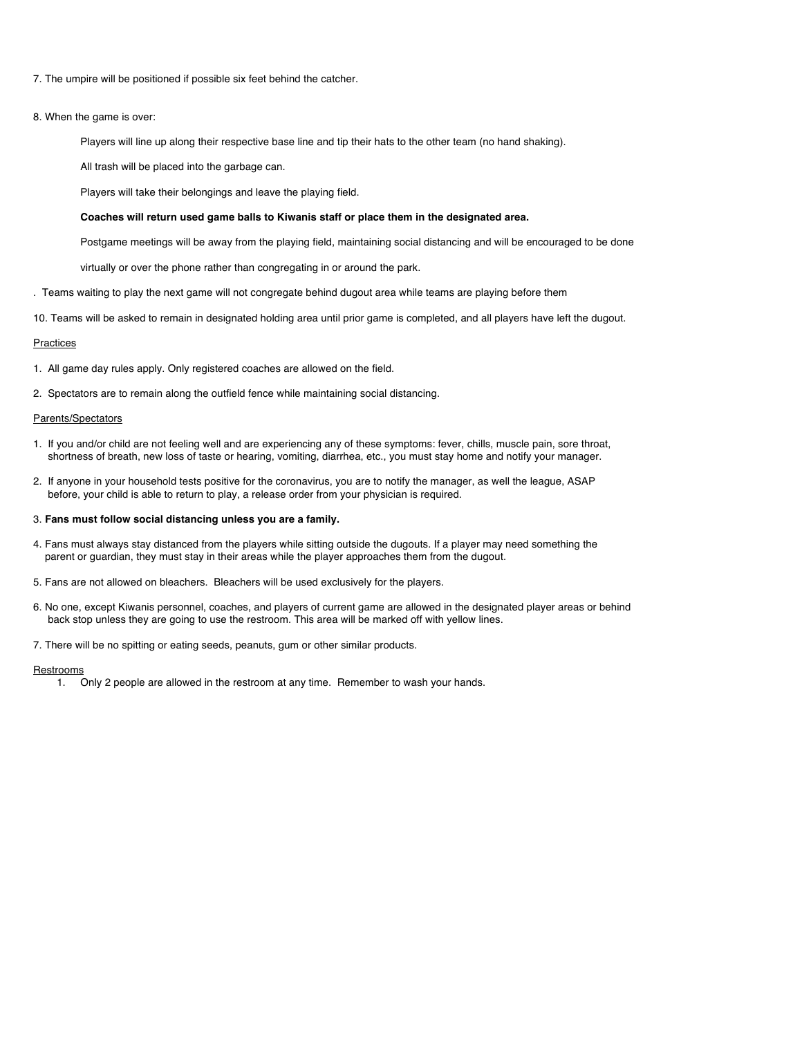7. The umpire will be positioned if possible six feet behind the catcher.

8. When the game is over:

    Players will line up along their respective base line and tip their hats to the other team (no hand shaking).

    All trash will be placed into the garbage can.

    Players will take their belongings and leave the playing field.

    **Coaches will return used game balls to Kiwanis staff or place them in the designated area.**

    Postgame meetings will be away from the playing field, maintaining social distancing and will be encouraged to be done

    virtually or over the phone rather than congregating in or around the park.

. Teams waiting to play the next game will not congregate behind dugout area while teams are playing before them

10. Teams will be asked to remain in designated holding area until prior game is completed, and all players have left the dugout.

Practices

1. All game day rules apply. Only registered coaches are allowed on the field.

2. Spectators are to remain along the outfield fence while maintaining social distancing.

Parents/Spectators

1. If you and/or child are not feeling well and are experiencing any of these symptoms: fever, chills, muscle pain, sore throat, shortness of breath, new loss of taste or hearing, vomiting, diarrhea, etc., you must stay home and notify your manager.

2. If anyone in your household tests positive for the coronavirus, you are to notify the manager, as well the league, ASAP before, your child is able to return to play, a release order from your physician is required.

3. **Fans must follow social distancing unless you are a family.**

4. Fans must always stay distanced from the players while sitting outside the dugouts. If a player may need something the parent or guardian, they must stay in their areas while the player approaches them from the dugout.

5. Fans are not allowed on bleachers. Bleachers will be used exclusively for the players.

6. No one, except Kiwanis personnel, coaches, and players of current game are allowed in the designated player areas or behind back stop unless they are going to use the restroom. This area will be marked off with yellow lines.

7. There will be no spitting or eating seeds, peanuts, gum or other similar products.

Restrooms

1. Only 2 people are allowed in the restroom at any time. Remember to wash your hands.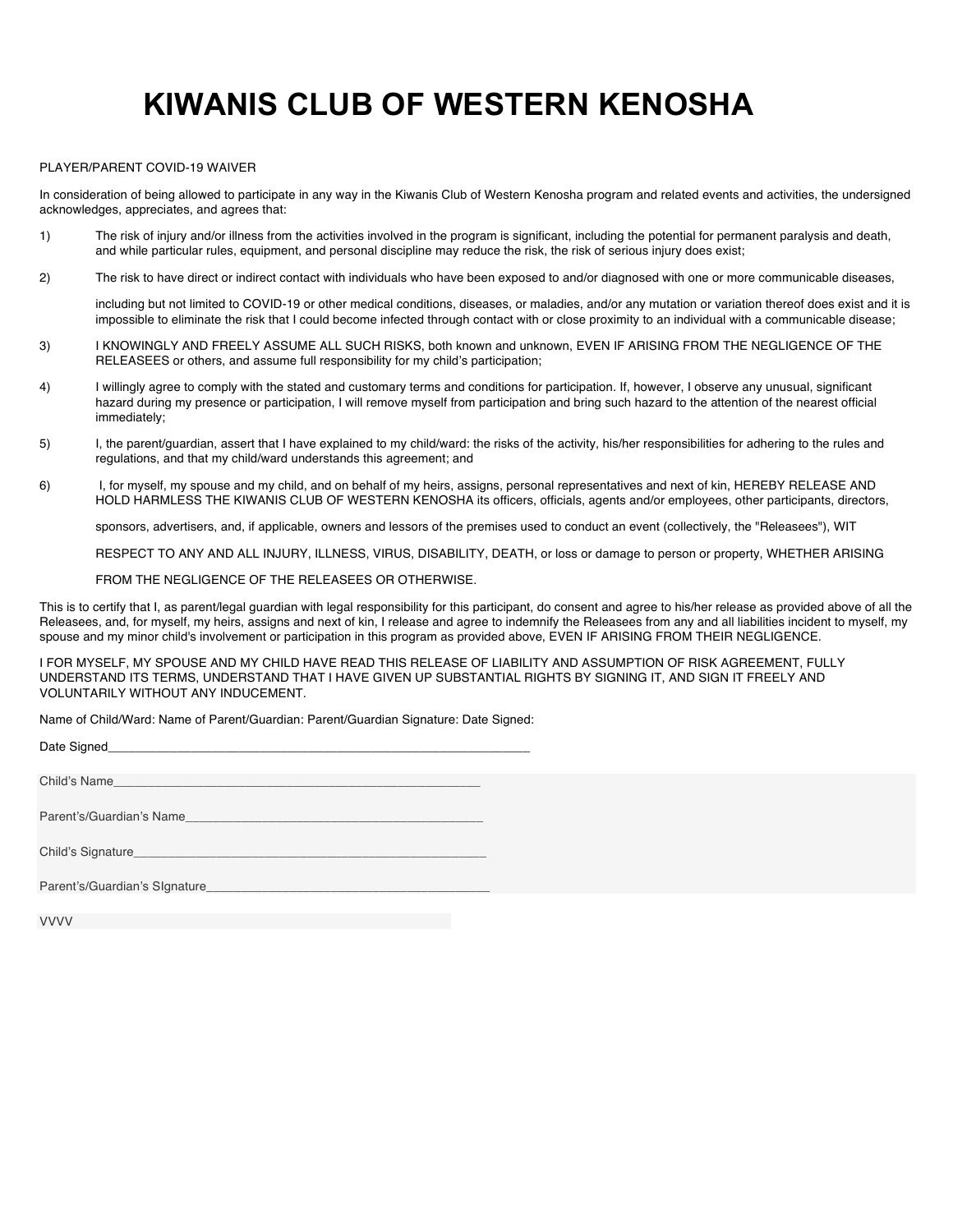# KIWANIS CLUB OF WESTERN KENOSHA

PLAYER/PARENT COVID-19 WAIVER

In consideration of being allowed to participate in any way in the Kiwanis Club of Western Kenosha program and related events and activities, the undersigned acknowledges, appreciates, and agrees that:

1) The risk of injury and/or illness from the activities involved in the program is significant, including the potential for permanent paralysis and death, and while particular rules, equipment, and personal discipline may reduce the risk, the risk of serious injury does exist;

2) The risk to have direct or indirect contact with individuals who have been exposed to and/or diagnosed with one or more communicable diseases,

   including but not limited to COVID-19 or other medical conditions, diseases, or maladies, and/or any mutation or variation thereof does exist and it is impossible to eliminate the risk that I could become infected through contact with or close proximity to an individual with a communicable disease;

3) I KNOWINGLY AND FREELY ASSUME ALL SUCH RISKS, both known and unknown, EVEN IF ARISING FROM THE NEGLIGENCE OF THE RELEASEES or others, and assume full responsibility for my child's participation;

4) I willingly agree to comply with the stated and customary terms and conditions for participation. If, however, I observe any unusual, significant hazard during my presence or participation, I will remove myself from participation and bring such hazard to the attention of the nearest official immediately;

5) I, the parent/guardian, assert that I have explained to my child/ward: the risks of the activity, his/her responsibilities for adhering to the rules and regulations, and that my child/ward understands this agreement; and

6) I, for myself, my spouse and my child, and on behalf of my heirs, assigns, personal representatives and next of kin, HEREBY RELEASE AND HOLD HARMLESS THE KIWANIS CLUB OF WESTERN KENOSHA its officers, officials, agents and/or employees, other participants, directors,

   sponsors, advertisers, and, if applicable, owners and lessors of the premises used to conduct an event (collectively, the "Releasees"), WIT

   RESPECT TO ANY AND ALL INJURY, ILLNESS, VIRUS, DISABILITY, DEATH, or loss or damage to person or property, WHETHER ARISING

   FROM THE NEGLIGENCE OF THE RELEASEES OR OTHERWISE.

This is to certify that I, as parent/legal guardian with legal responsibility for this participant, do consent and agree to his/her release as provided above of all the Releasees, and, for myself, my heirs, assigns and next of kin, I release and agree to indemnify the Releasees from any and all liabilities incident to myself, my spouse and my minor child's involvement or participation in this program as provided above, EVEN IF ARISING FROM THEIR NEGLIGENCE.

I FOR MYSELF, MY SPOUSE AND MY CHILD HAVE READ THIS RELEASE OF LIABILITY AND ASSUMPTION OF RISK AGREEMENT, FULLY UNDERSTAND ITS TERMS, UNDERSTAND THAT I HAVE GIVEN UP SUBSTANTIAL RIGHTS BY SIGNING IT, AND SIGN IT FREELY AND VOLUNTARILY WITHOUT ANY INDUCEMENT.

Name of Child/Ward: Name of Parent/Guardian: Parent/Guardian Signature: Date Signed:

Date Signed_______________________________________________________________

Child's Name_________________________________________________________

Parent's/Guardian's Name__________________________________________

Child's Signature__________________________________________________

Parent's/Guardian's SIgnature________________________________________

VVVV